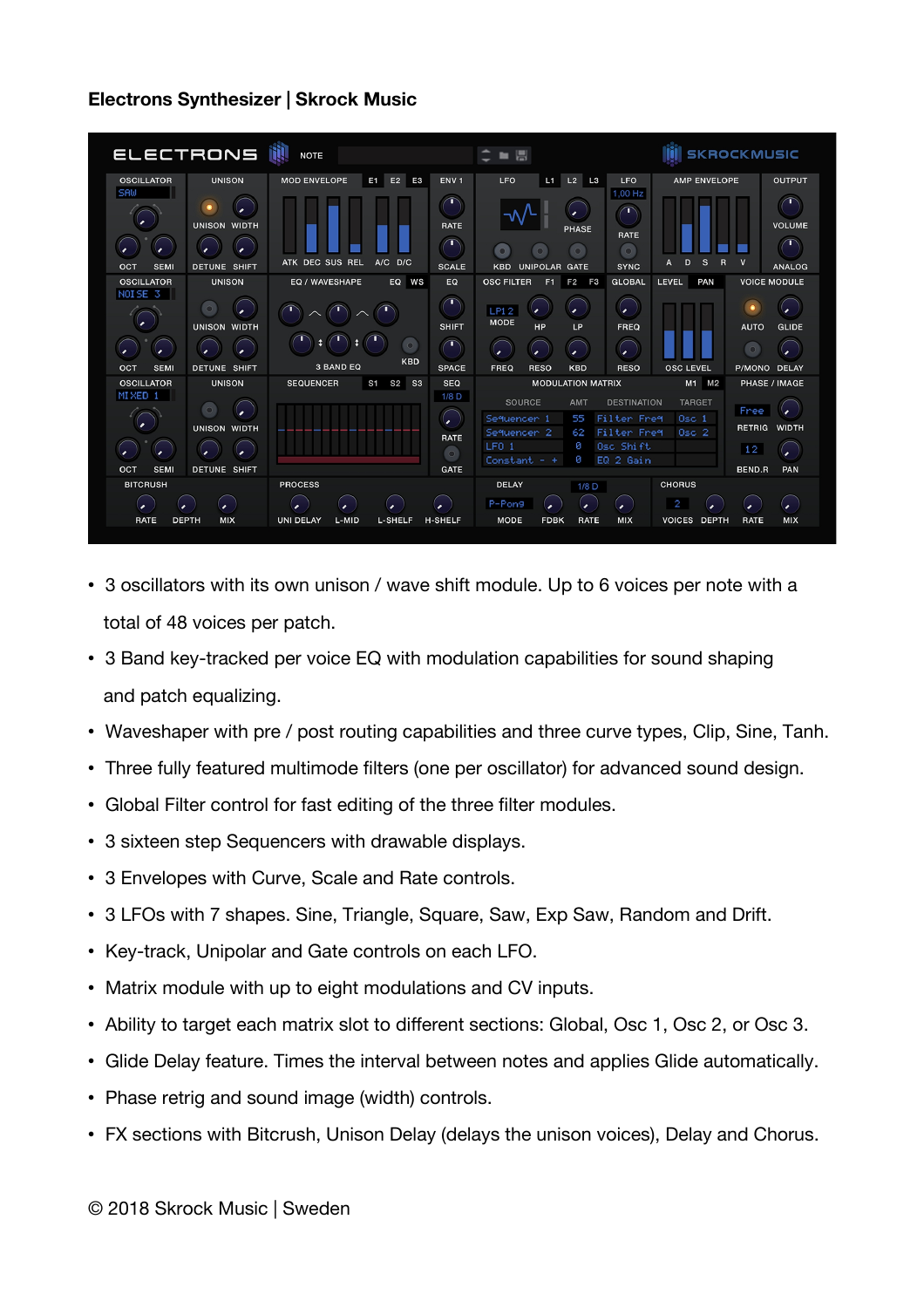**Electrons Synthesizer | Skrock Music**

- 3 oscillators with its own unison / wave shift module. Up to 6 voices per note with a total of 48 voices per patch.
- 3 Band key-tracked per voice EQ with modulation capabilities for sound shaping and patch equalizing.
- Waveshaper with pre / post routing capabilities and three curve types, Clip, Sine, Tanh.
- Three fully featured multimode filters (one per oscillator) for advanced sound design.
- Global Filter control for fast editing of the three filter modules.
- 3 sixteen step Sequencers with drawable displays.
- 3 Envelopes with Curve, Scale and Rate controls.
- 3 LFOs with 7 shapes. Sine, Triangle, Square, Saw, Exp Saw, Random and Drift.
- Key-track, Unipolar and Gate controls on each LFO.
- Matrix module with up to eight modulations and CV inputs.
- Ability to target each matrix slot to different sections: Global, Osc 1, Osc 2, or Osc 3.
- Glide Delay feature. Times the interval between notes and applies Glide automatically.
- Phase retrig and sound image (width) controls.
- FX sections with Bitcrush, Unison Delay (delays the unison voices), Delay and Chorus.

© 2018 Skrock Music | Sweden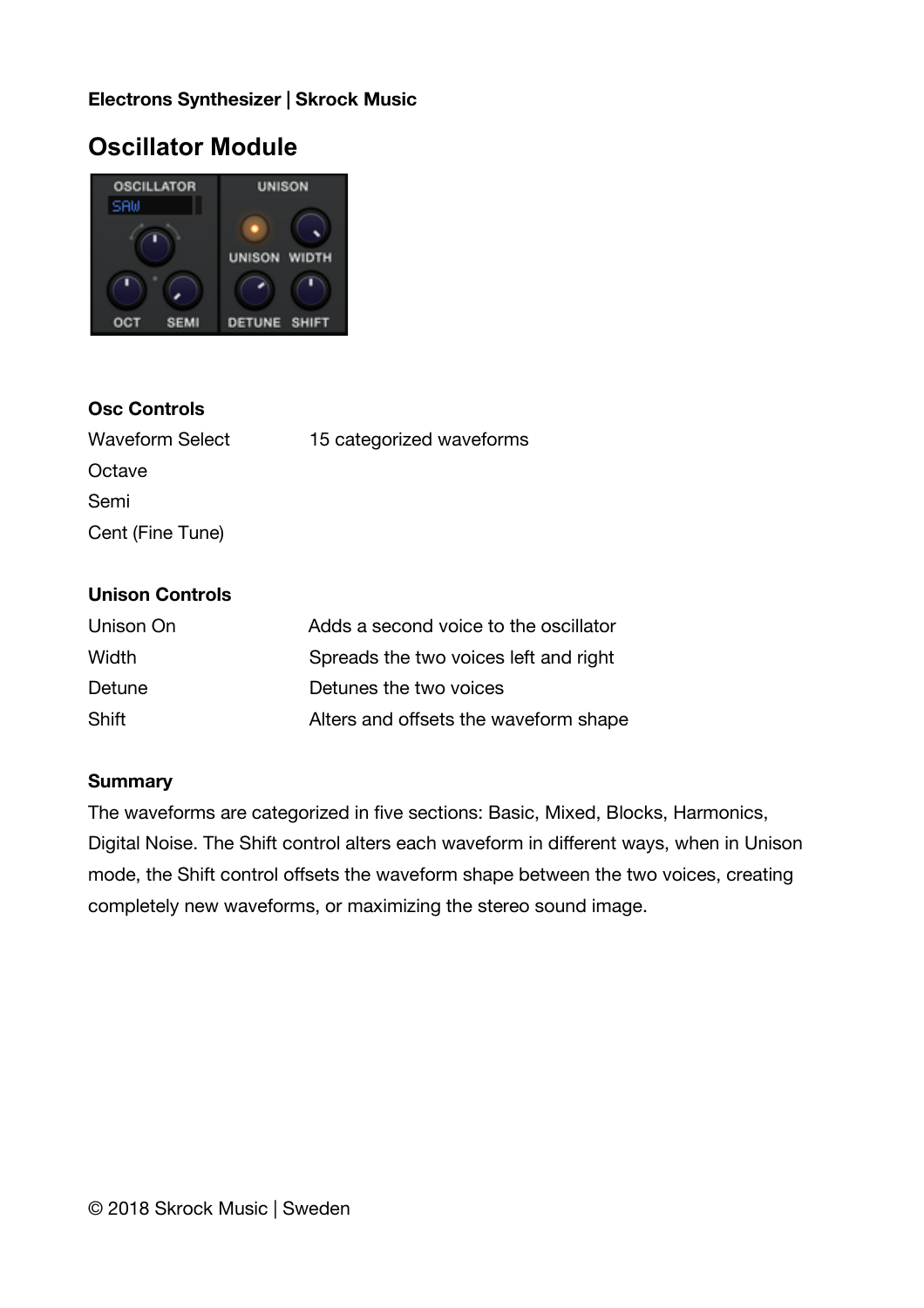**Electrons Synthesizer | Skrock Music**

# Oscillator Module

### Osc Controls

| | |
|---|---|
| Waveform Select | 15 categorized waveforms |
| Octave | |
| Semi | |
| Cent (Fine Tune) | |

### Unison Controls

| | |
|---|---|
| Unison On | Adds a second voice to the oscillator |
| Width | Spreads the two voices left and right |
| Detune | Detunes the two voices |
| Shift | Alters and offsets the waveform shape |

### Summary

The waveforms are categorized in five sections: Basic, Mixed, Blocks, Harmonics, Digital Noise. The Shift control alters each waveform in different ways, when in Unison mode, the Shift control offsets the waveform shape between the two voices, creating completely new waveforms, or maximizing the stereo sound image.

© 2018 Skrock Music | Sweden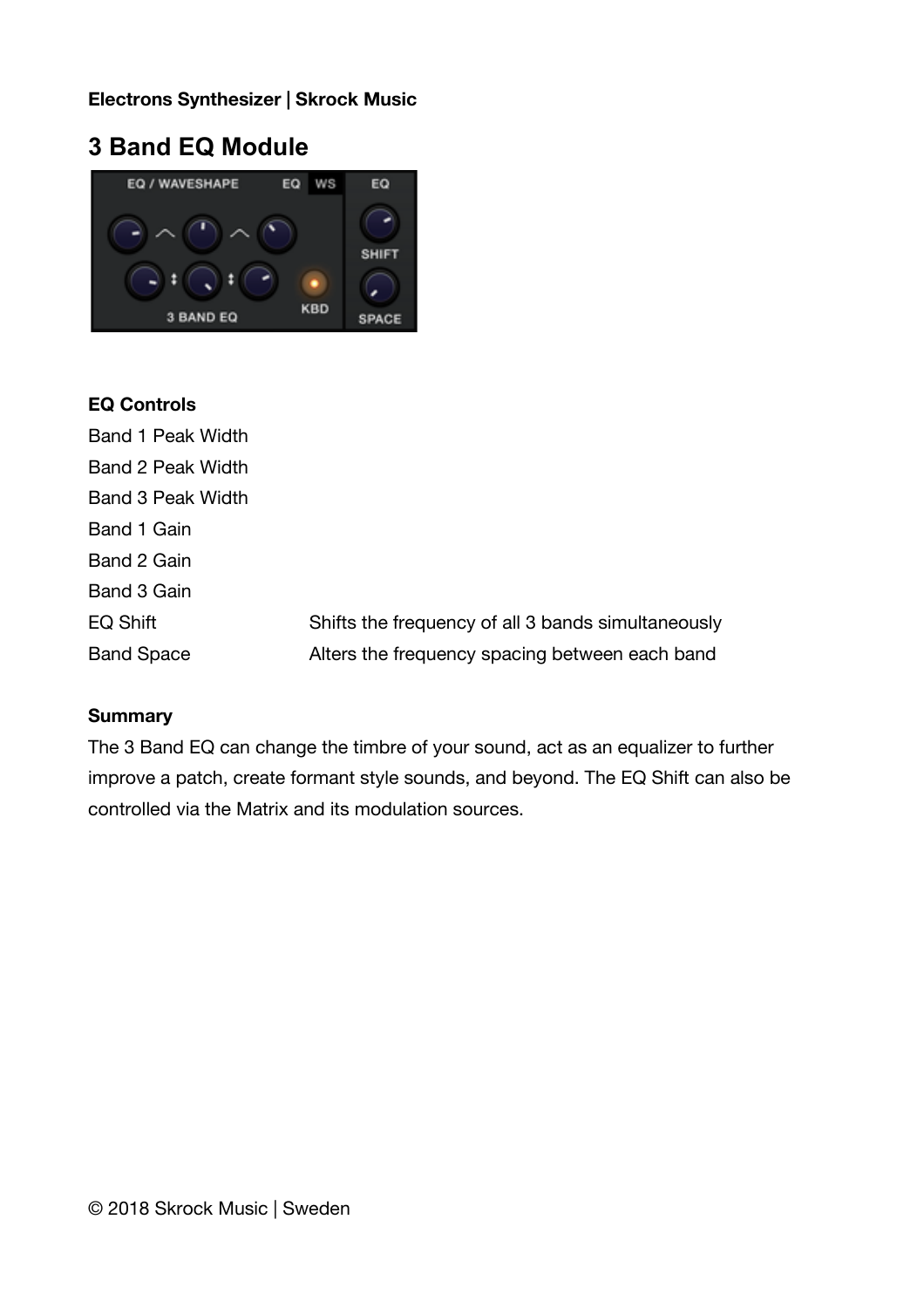# 3 Band EQ Module

**EQ Controls**

| | |
|---|---|
| Band 1 Peak Width | |
| Band 2 Peak Width | |
| Band 3 Peak Width | |
| Band 1 Gain | |
| Band 2 Gain | |
| Band 3 Gain | |
| EQ Shift | Shifts the frequency of all 3 bands simultaneously |
| Band Space | Alters the frequency spacing between each band |

**Summary**

The 3 Band EQ can change the timbre of your sound, act as an equalizer to further improve a patch, create formant style sounds, and beyond. The EQ Shift can also be controlled via the Matrix and its modulation sources.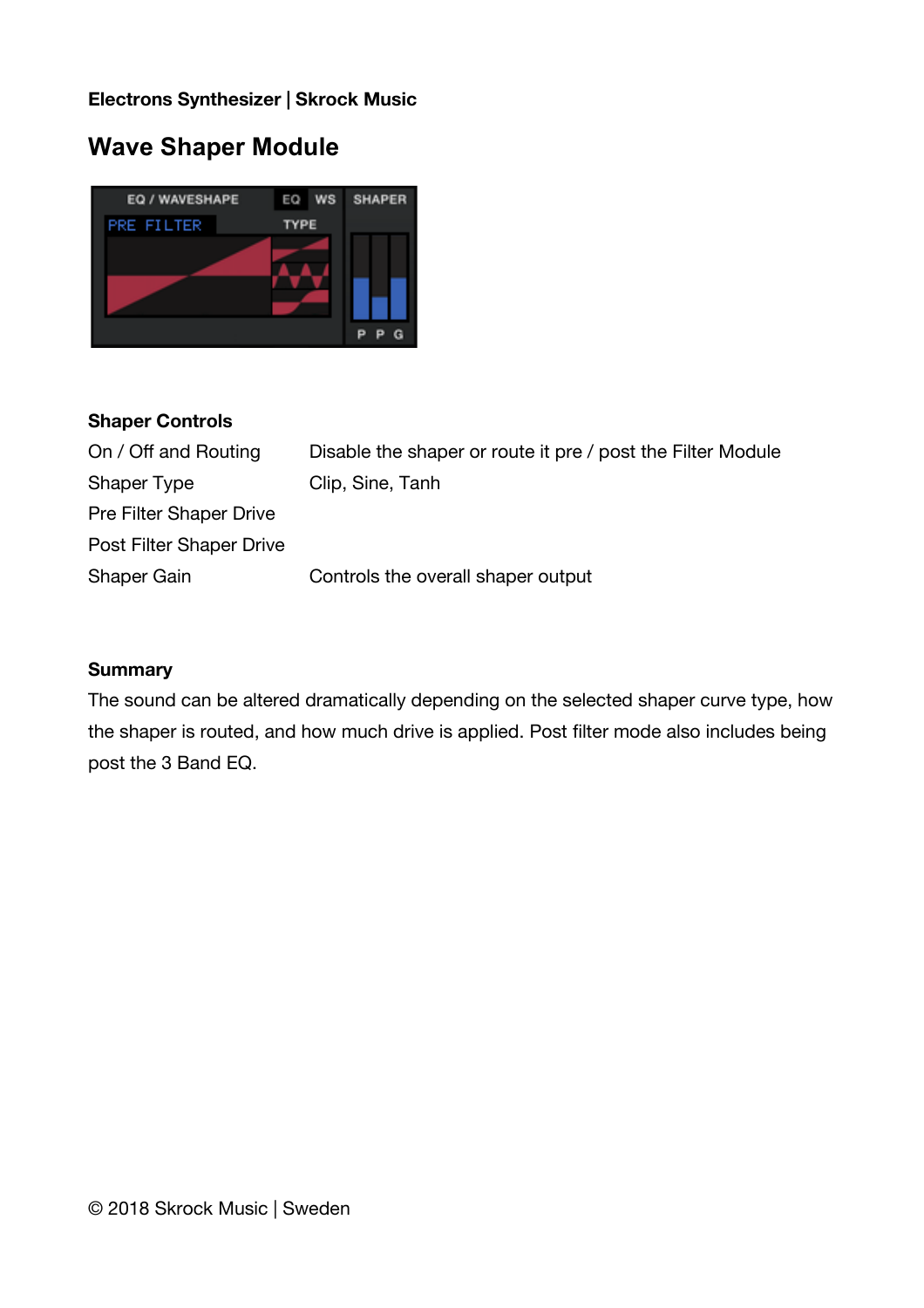**Electrons Synthesizer | Skrock Music**

# Wave Shaper Module

### Shaper Controls

| | |
|---|---|
| On / Off and Routing | Disable the shaper or route it pre / post the Filter Module |
| Shaper Type | Clip, Sine, Tanh |
| Pre Filter Shaper Drive | |
| Post Filter Shaper Drive | |
| Shaper Gain | Controls the overall shaper output |

### Summary

The sound can be altered dramatically depending on the selected shaper curve type, how the shaper is routed, and how much drive is applied. Post filter mode also includes being post the 3 Band EQ.

© 2018 Skrock Music | Sweden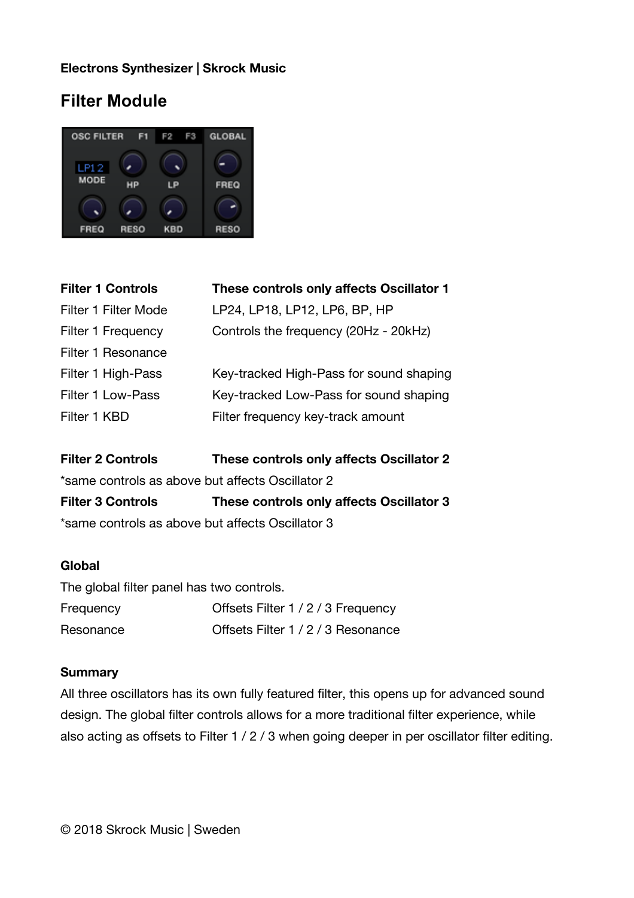**Electrons Synthesizer | Skrock Music**

## Filter Module

| **Filter 1 Controls** | **These controls only affects Oscillator 1** |
|---|---|
| Filter 1 Filter Mode | LP24, LP18, LP12, LP6, BP, HP |
| Filter 1 Frequency | Controls the frequency (20Hz - 20kHz) |
| Filter 1 Resonance | |
| Filter 1 High-Pass | Key-tracked High-Pass for sound shaping |
| Filter 1 Low-Pass | Key-tracked Low-Pass for sound shaping |
| Filter 1 KBD | Filter frequency key-track amount |

**Filter 2 Controls** **These controls only affects Oscillator 2**

*same controls as above but affects Oscillator 2

**Filter 3 Controls** **These controls only affects Oscillator 3**

*same controls as above but affects Oscillator 3

### Global

The global filter panel has two controls.

| Frequency | Offsets Filter 1 / 2 / 3 Frequency |
|---|---|
| Resonance | Offsets Filter 1 / 2 / 3 Resonance |

### Summary

All three oscillators has its own fully featured filter, this opens up for advanced sound design. The global filter controls allows for a more traditional filter experience, while also acting as offsets to Filter 1 / 2 / 3 when going deeper in per oscillator filter editing.

© 2018 Skrock Music | Sweden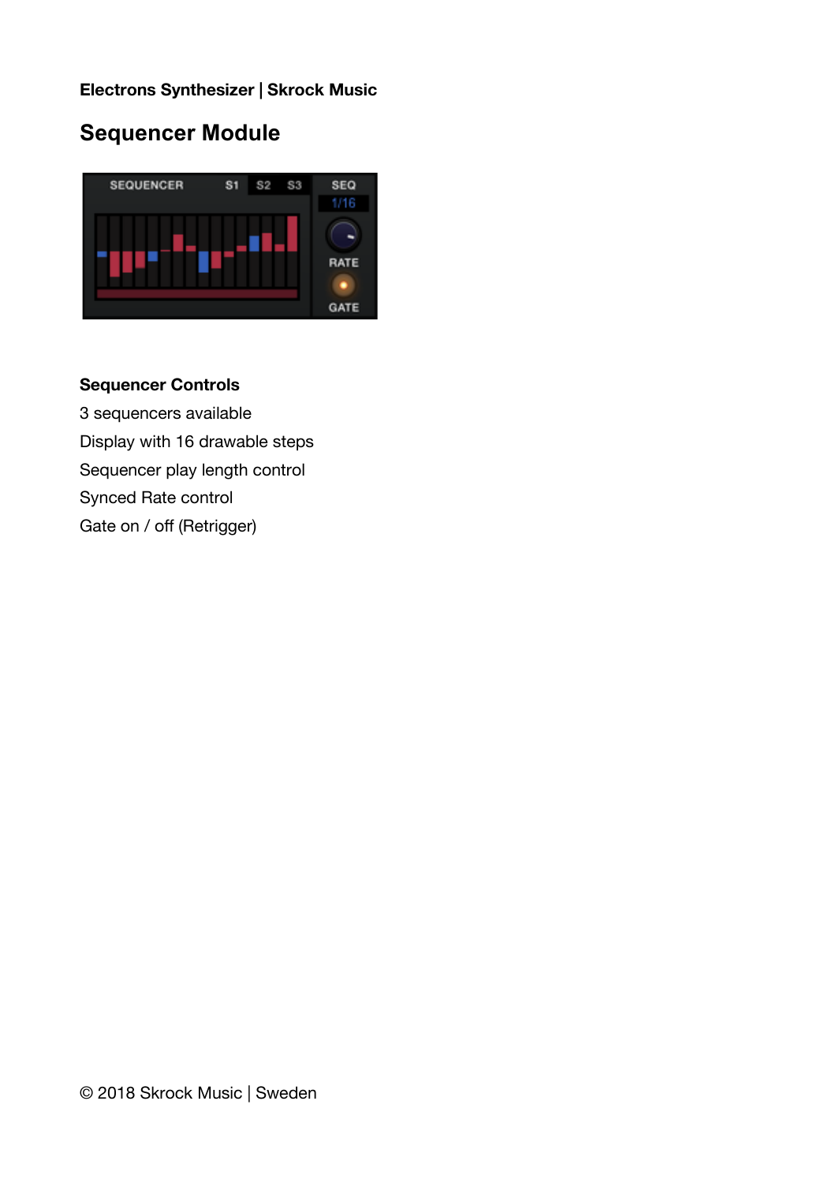**Electrons Synthesizer | Skrock Music**

## Sequencer Module

**Sequencer Controls**

3 sequencers available

Display with 16 drawable steps

Sequencer play length control

Synced Rate control

Gate on / off (Retrigger)

© 2018 Skrock Music | Sweden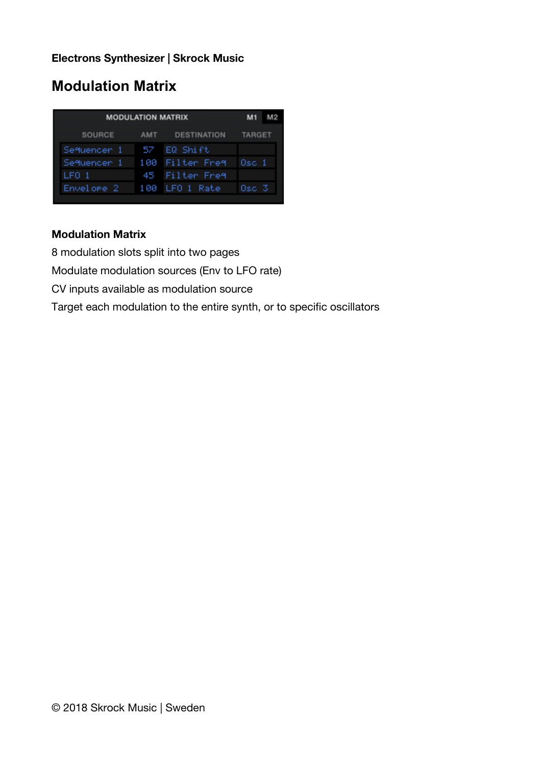Electrons Synthesizer | Skrock Music

## Modulation Matrix

| SOURCE | AMT | DESTINATION | TARGET |
| --- | --- | --- | --- |
| Sequencer 1 | 57 | EQ Shift | |
| Sequencer 1 | 100 | Filter Freq | Osc 1 |
| LFO 1 | 45 | Filter Freq | |
| Envelope 2 | 100 | LFO 1 Rate | Osc 3 |

**Modulation Matrix**

8 modulation slots split into two pages

Modulate modulation sources (Env to LFO rate)

CV inputs available as modulation source

Target each modulation to the entire synth, or to specific oscillators

© 2018 Skrock Music | Sweden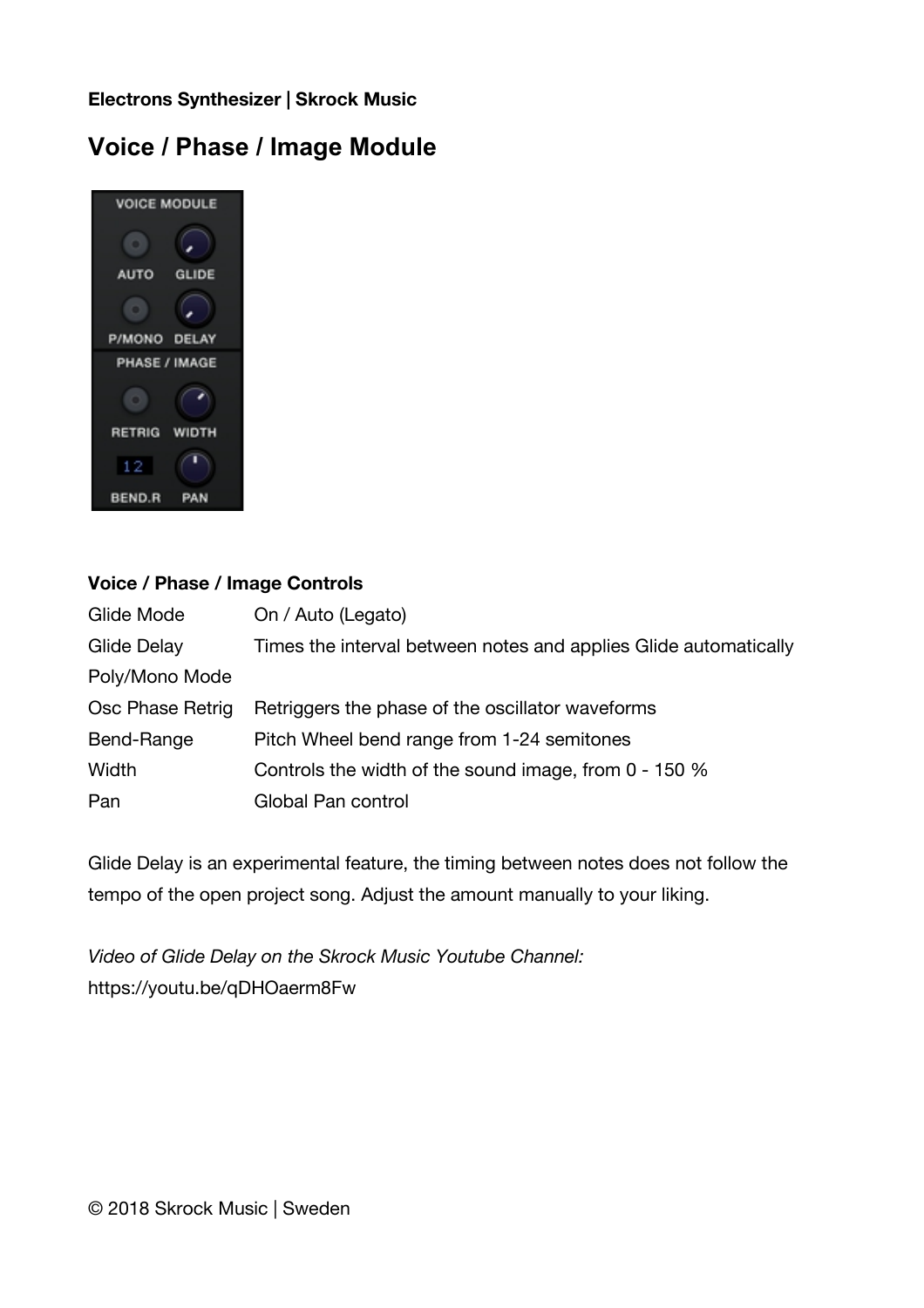**Electrons Synthesizer | Skrock Music**

## Voice / Phase / Image Module

**Voice / Phase / Image Controls**

| | |
|---|---|
| Glide Mode | On / Auto (Legato) |
| Glide Delay | Times the interval between notes and applies Glide automatically |
| Poly/Mono Mode | |
| Osc Phase Retrig | Retriggers the phase of the oscillator waveforms |
| Bend-Range | Pitch Wheel bend range from 1-24 semitones |
| Width | Controls the width of the sound image, from 0 - 150 % |
| Pan | Global Pan control |

Glide Delay is an experimental feature, the timing between notes does not follow the tempo of the open project song. Adjust the amount manually to your liking.

*Video of Glide Delay on the Skrock Music Youtube Channel:*
https://youtu.be/qDHOaerm8Fw

© 2018 Skrock Music | Sweden